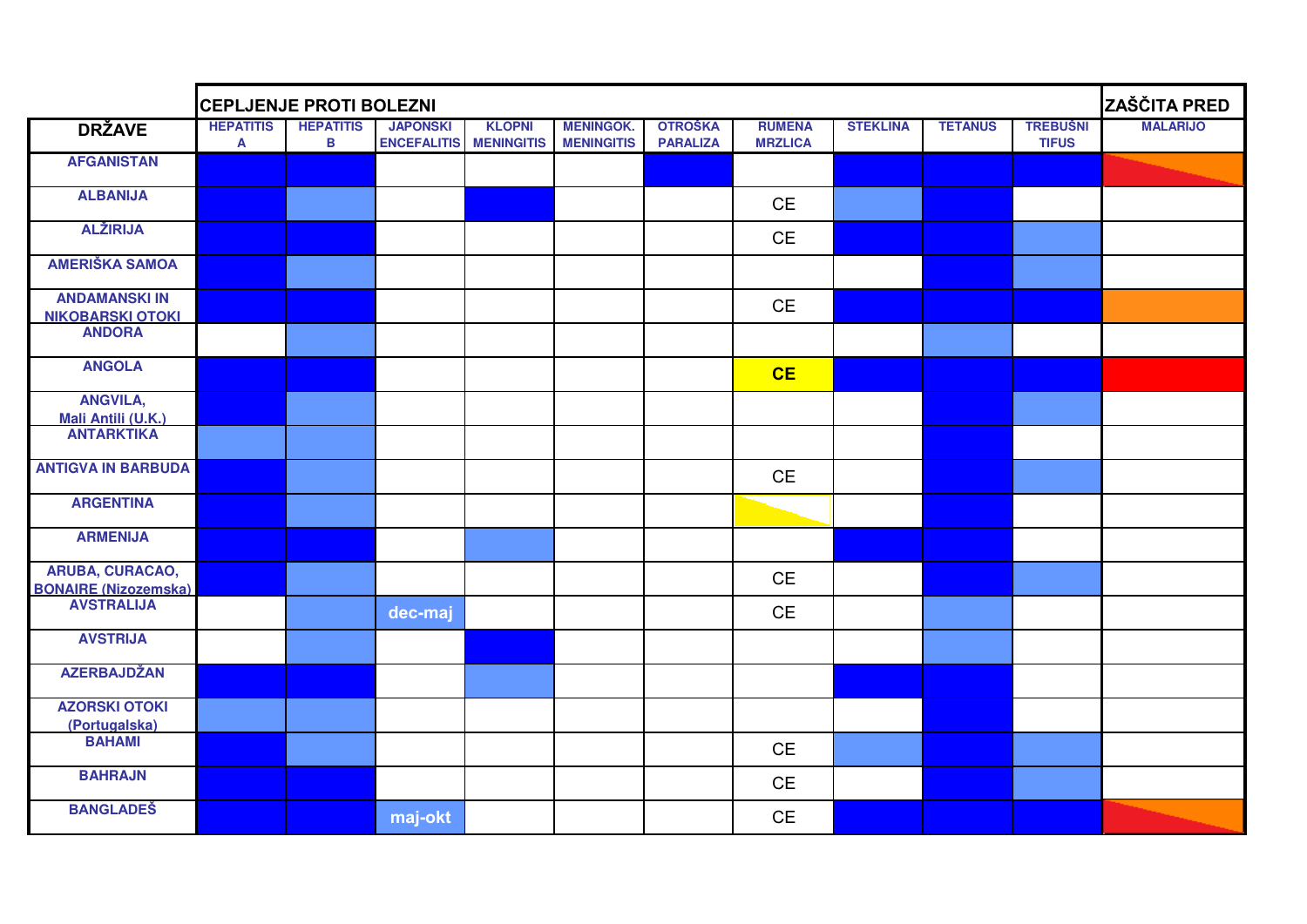| DRŽAVE | CEPLJENJE PROTI BOLEZNI | | | | | | | | | | ZAŠČITA PRED |
|---|---|---|---|---|---|---|---|---|---|---|---|
| | HEPATITIS A | HEPATITIS B | JAPONSKI ENCEFALITIS | KLOPNI MENINGITIS | MENINGOK. MENINGITIS | OTROŠKA PARALIZA | RUMENA MRZLICA | STEKLINA | TETANUS | TREBUŠNI TIFUS | MALARIJO |
| AFGANISTAN | | | | | | | | | | | |
| ALBANIJA | | | | | | | CE | | | | |
| ALŽIRIJA | | | | | | | CE | | | | |
| AMERIŠKA SAMOA | | | | | | | | | | | |
| ANDAMANSKI IN NIKOBARSKI OTOKI | | | | | | | CE | | | | |
| ANDORA | | | | | | | | | | | |
| ANGOLA | | | | | | | **CE** | | | | |
| ANGVILA, Mali Antili (U.K.) | | | | | | | | | | | |
| ANTARKTIKA | | | | | | | | | | | |
| ANTIGVA IN BARBUDA | | | | | | | CE | | | | |
| ARGENTINA | | | | | | | | | | | |
| ARMENIJA | | | | | | | | | | | |
| ARUBA, CURACAO, BONAIRE (Nizozemska) | | | | | | | CE | | | | |
| AVSTRALIJA | | | dec-maj | | | | CE | | | | |
| AVSTRIJA | | | | | | | | | | | |
| AZERBAJDŽAN | | | | | | | | | | | |
| AZORSKI OTOKI (Portugalska) | | | | | | | | | | | |
| BAHAMI | | | | | | | CE | | | | |
| BAHRAJN | | | | | | | CE | | | | |
| BANGLADEŠ | | | maj-okt | | | | CE | | | | |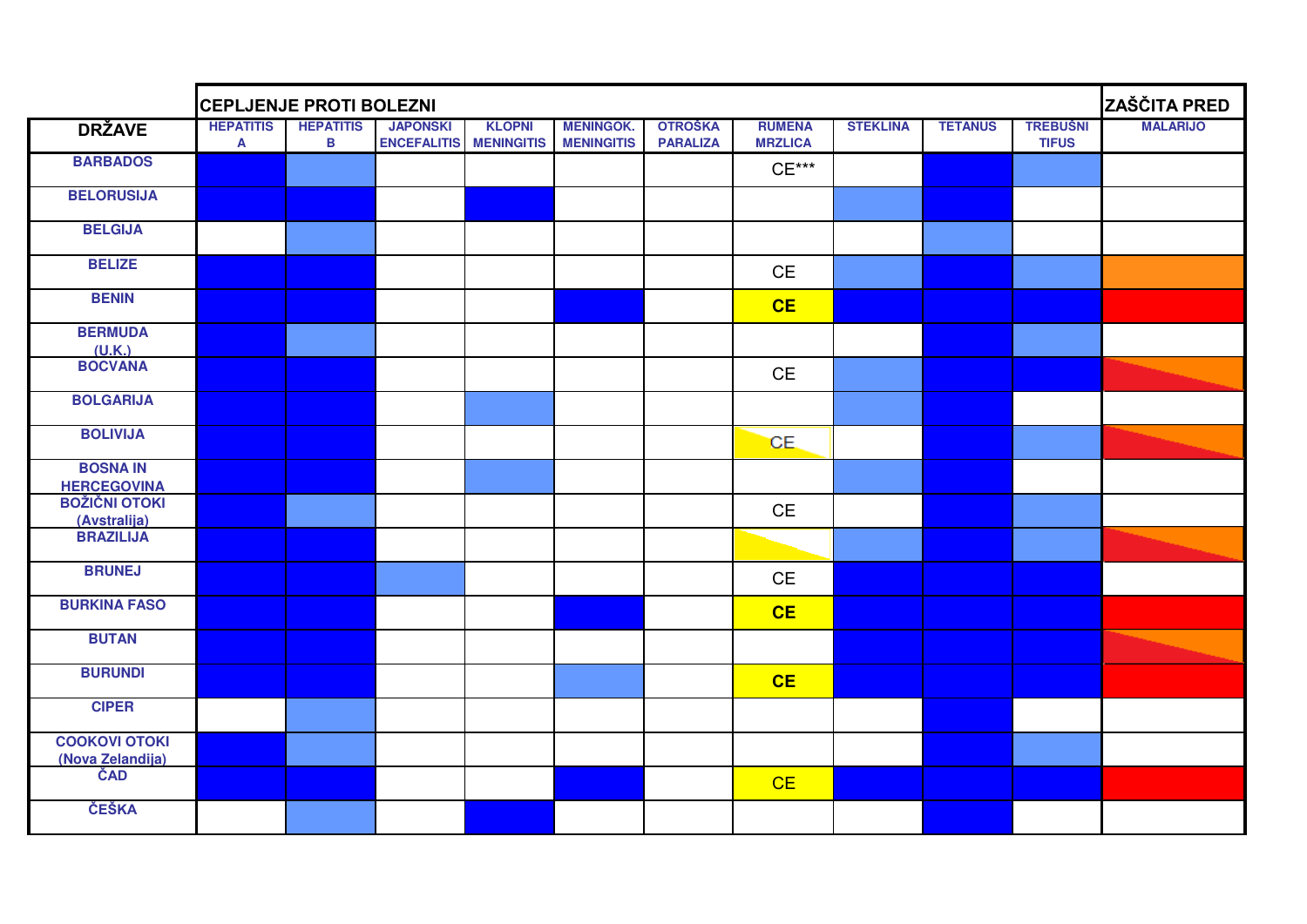| | CEPLJENJE PROTI BOLEZNI | | | | | | | | | | ZAŠČITA PRED |
|---|---|---|---|---|---|---|---|---|---|---|---|
| **DRŽAVE** | **HEPATITIS A** | **HEPATITIS B** | **JAPONSKI ENCEFALITIS** | **KLOPNI MENINGITIS** | **MENINGOK. MENINGITIS** | **OTROŠKA PARALIZA** | **RUMENA MRZLICA** | **STEKLINA** | **TETANUS** | **TREBUŠNI TIFUS** | **MALARIJO** |
| **BARBADOS** | | | | | | | CE*** | | | | |
| **BELORUSIJA** | | | | | | | | | | | |
| **BELGIJA** | | | | | | | | | | | |
| **BELIZE** | | | | | | | CE | | | | |
| **BENIN** | | | | | | | **CE** | | | | |
| **BERMUDA (U.K.)** | | | | | | | | | | | |
| **BOCVANA** | | | | | | | CE | | | | |
| **BOLGARIJA** | | | | | | | | | | | |
| **BOLIVIJA** | | | | | | | CE | | | | |
| **BOSNA IN HERCEGOVINA** | | | | | | | | | | | |
| **BOŽIČNI OTOKI (Avstralija)** | | | | | | | CE | | | | |
| **BRAZILIJA** | | | | | | | | | | | |
| **BRUNEJ** | | | | | | | CE | | | | |
| **BURKINA FASO** | | | | | | | **CE** | | | | |
| **BUTAN** | | | | | | | | | | | |
| **BURUNDI** | | | | | | | **CE** | | | | |
| **CIPER** | | | | | | | | | | | |
| **COOKOVI OTOKI (Nova Zelandija)** | | | | | | | | | | | |
| **ČAD** | | | | | | | CE | | | | |
| **ČEŠKA** | | | | | | | | | | | |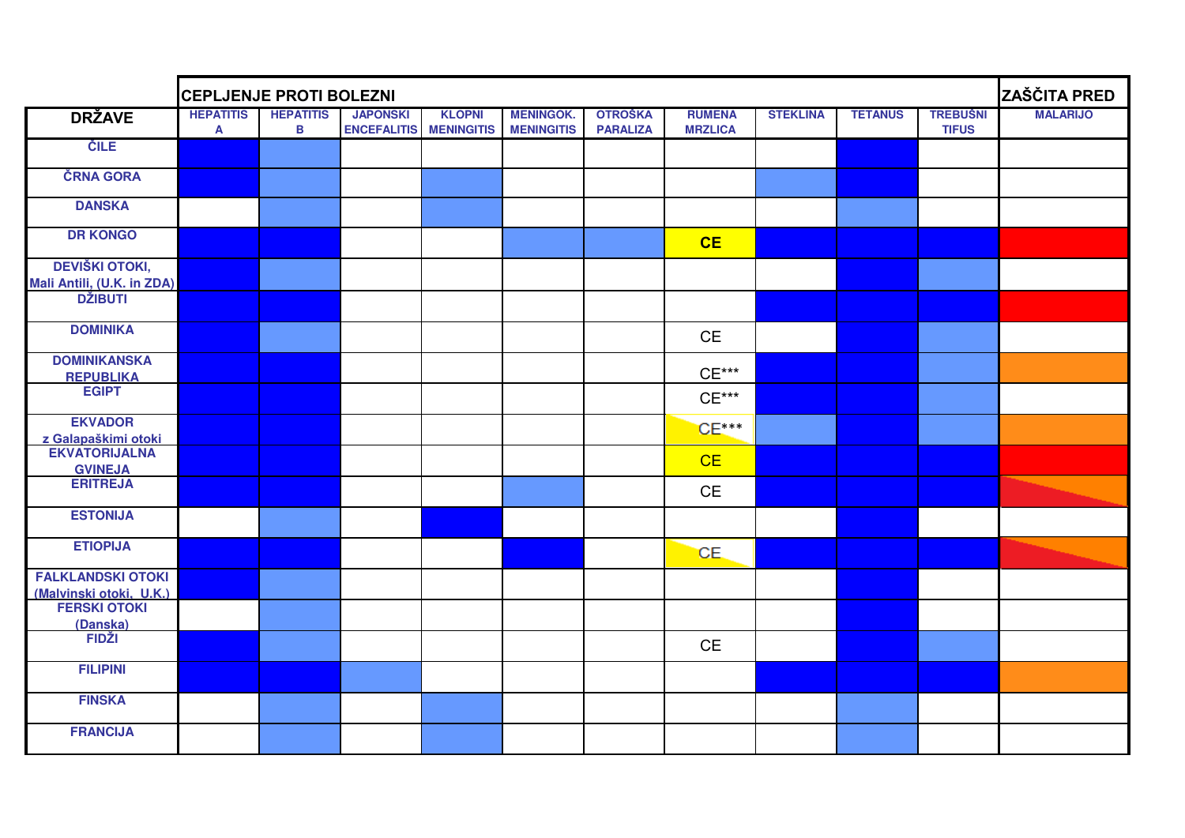| DRŽAVE | CEPLJENJE PROTI BOLEZNI | | | | | | | | | | ZAŠČITA PRED |
|---|---|---|---|---|---|---|---|---|---|---|---|
| | HEPATITIS A | HEPATITIS B | JAPONSKI ENCEFALITIS | KLOPNI MENINGITIS | MENINGOK. MENINGITIS | OTROŠKA PARALIZA | RUMENA MRZLICA | STEKLINA | TETANUS | TREBUŠNI TIFUS | MALARIJO |
| ČILE | | | | | | | | | | | |
| ČRNA GORA | | | | | | | | | | | |
| DANSKA | | | | | | | | | | | |
| DR KONGO | | | | | | | CE | | | | |
| DEVIŠKI OTOKI, Mali Antili, (U.K. in ZDA) | | | | | | | | | | | |
| DŽIBUTI | | | | | | | | | | | |
| DOMINIKA | | | | | | | CE | | | | |
| DOMINIKANSKA REPUBLIKA | | | | | | | CE*** | | | | |
| EGIPT | | | | | | | CE*** | | | | |
| EKVADOR z Galapaškimi otoki | | | | | | | CE*** | | | | |
| EKVATORIJALNA GVINEJA | | | | | | | CE | | | | |
| ERITREJA | | | | | | | CE | | | | |
| ESTONIJA | | | | | | | | | | | |
| ETIOPIJA | | | | | | | CE | | | | |
| FALKLANDSKI OTOKI (Malvinski otoki, U.K.) | | | | | | | | | | | |
| FERSKI OTOKI (Danska) | | | | | | | | | | | |
| FIDŽI | | | | | | | CE | | | | |
| FILIPINI | | | | | | | | | | | |
| FINSKA | | | | | | | | | | | |
| FRANCIJA | | | | | | | | | | | |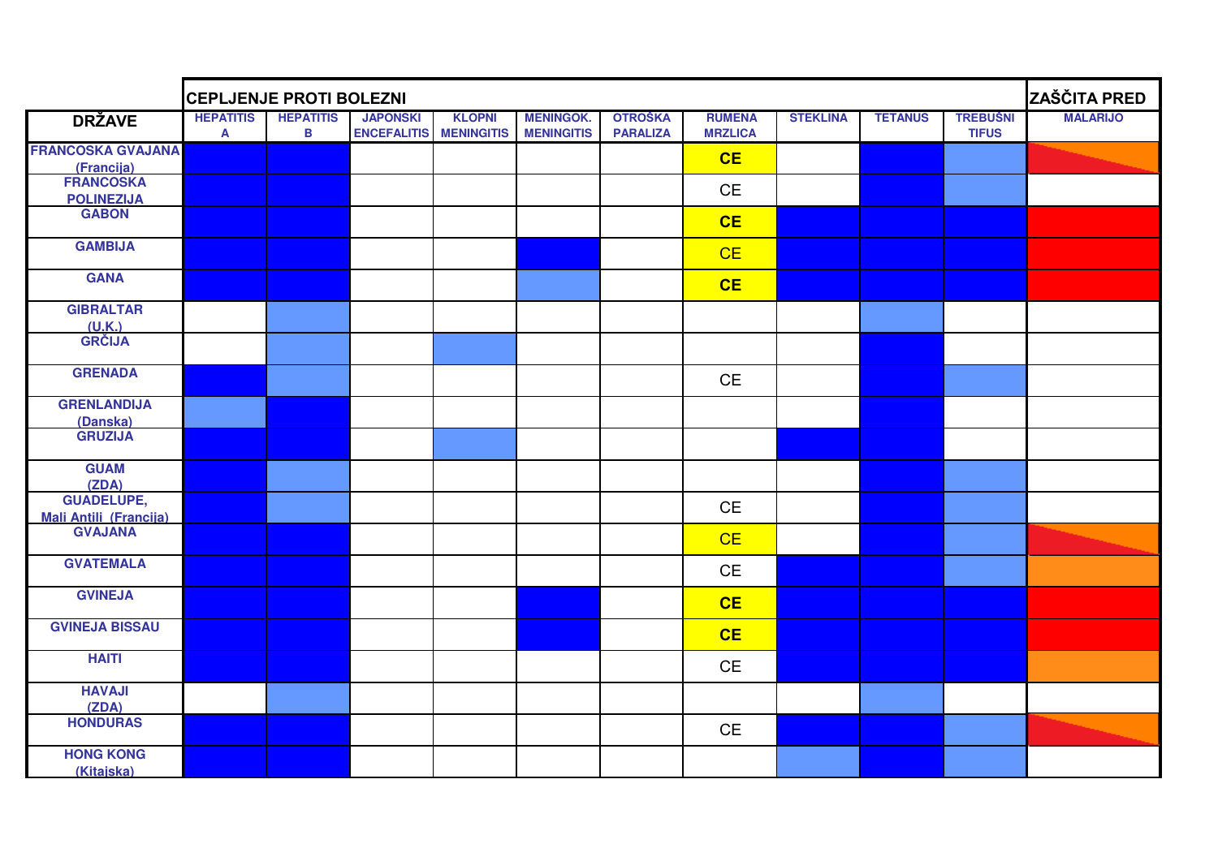| | CEPLJENJE PROTI BOLEZNI | | | | | | | | | | ZAŠČITA PRED |
|---|---|---|---|---|---|---|---|---|---|---|---|
| **DRŽAVE** | **HEPATITIS A** | **HEPATITIS B** | **JAPONSKI ENCEFALITIS** | **KLOPNI MENINGITIS** | **MENINGOK. MENINGITIS** | **OTROŠKA PARALIZA** | **RUMENA MRZLICA** | **STEKLINA** | **TETANUS** | **TREBUŠNI TIFUS** | **MALARIJO** |
| **FRANCOSKA GVAJANA (Francija)** | | | | | | | **CE** | | | | |
| **FRANCOSKA POLINEZIJA** | | | | | | | CE | | | | |
| **GABON** | | | | | | | **CE** | | | | |
| **GAMBIJA** | | | | | | | CE | | | | |
| **GANA** | | | | | | | **CE** | | | | |
| **GIBRALTAR (U.K.)** | | | | | | | | | | | |
| **GRČIJA** | | | | | | | | | | | |
| **GRENADA** | | | | | | | CE | | | | |
| **GRENLANDIJA (Danska)** | | | | | | | | | | | |
| **GRUZIJA** | | | | | | | | | | | |
| **GUAM (ZDA)** | | | | | | | | | | | |
| **GUADELUPE, Mali Antili (Francija)** | | | | | | | CE | | | | |
| **GVAJANA** | | | | | | | CE | | | | |
| **GVATEMALA** | | | | | | | CE | | | | |
| **GVINEJA** | | | | | | | **CE** | | | | |
| **GVINEJA BISSAU** | | | | | | | **CE** | | | | |
| **HAITI** | | | | | | | CE | | | | |
| **HAVAJI (ZDA)** | | | | | | | | | | | |
| **HONDURAS** | | | | | | | CE | | | | |
| **HONG KONG (Kitajska)** | | | | | | | | | | | |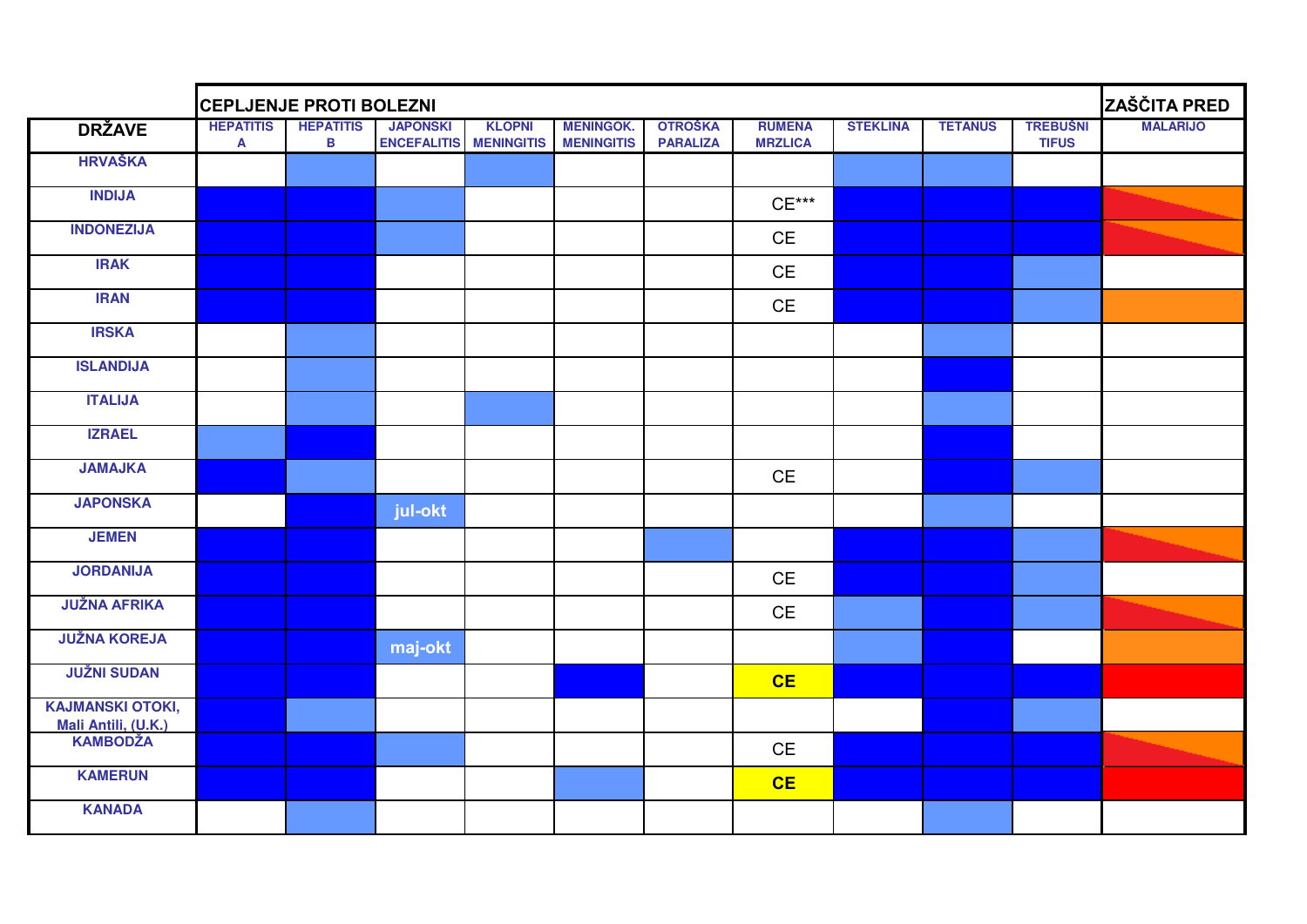| DRŽAVE | CEPLJENJE PROTI BOLEZNI | | | | | | | | | | ZAŠČITA PRED |
|---|---|---|---|---|---|---|---|---|---|---|---|
| | HEPATITIS A | HEPATITIS B | JAPONSKI ENCEFALITIS | KLOPNI MENINGITIS | MENINGOK. MENINGITIS | OTROŠKA PARALIZA | RUMENA MRZLICA | STEKLINA | TETANUS | TREBUŠNI TIFUS | MALARIJO |
| HRVAŠKA | | | | | | | | | | | |
| INDIJA | | | | | | | CE*** | | | | |
| INDONEZIJA | | | | | | | CE | | | | |
| IRAK | | | | | | | CE | | | | |
| IRAN | | | | | | | CE | | | | |
| IRSKA | | | | | | | | | | | |
| ISLANDIJA | | | | | | | | | | | |
| ITALIJA | | | | | | | | | | | |
| IZRAEL | | | | | | | | | | | |
| JAMAJKA | | | | | | | CE | | | | |
| JAPONSKA | | | jul-okt | | | | | | | | |
| JEMEN | | | | | | | | | | | |
| JORDANIJA | | | | | | | CE | | | | |
| JUŽNA AFRIKA | | | | | | | CE | | | | |
| JUŽNA KOREJA | | | maj-okt | | | | | | | | |
| JUŽNI SUDAN | | | | | | | **CE** | | | | |
| KAJMANSKI OTOKI, Mali Antili, (U.K.) | | | | | | | | | | | |
| KAMBODŽA | | | | | | | CE | | | | |
| KAMERUN | | | | | | | **CE** | | | | |
| KANADA | | | | | | | | | | | |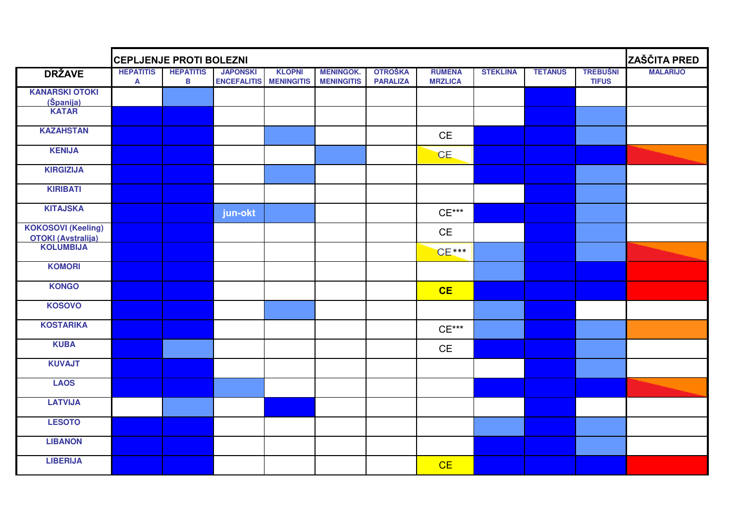| | CEPLJENJE PROTI BOLEZNI | | | | | | | | | | ZAŠČITA PRED |
|---|---|---|---|---|---|---|---|---|---|---|---|
| **DRŽAVE** | HEPATITIS A | HEPATITIS B | JAPONSKI ENCEFALITIS | KLOPNI MENINGITIS | MENINGOK. MENINGITIS | OTROŠKA PARALIZA | RUMENA MRZLICA | STEKLINA | TETANUS | TREBUŠNI TIFUS | MALARIJO |
| KANARSKI OTOKI (Španija) | | | | | | | | | | | |
| KATAR | | | | | | | | | | | |
| KAZAHSTAN | | | | | | | CE | | | | |
| KENIJA | | | | | | | CE | | | | |
| KIRGIZIJA | | | | | | | | | | | |
| KIRIBATI | | | | | | | | | | | |
| KITAJSKA | | | jun-okt | | | | CE*** | | | | |
| KOKOSOVI (Keeling) OTOKI (Avstralija) | | | | | | | CE | | | | |
| KOLUMBIJA | | | | | | | CE*** | | | | |
| KOMORI | | | | | | | | | | | |
| KONGO | | | | | | | **CE** | | | | |
| KOSOVO | | | | | | | | | | | |
| KOSTARIKA | | | | | | | CE*** | | | | |
| KUBA | | | | | | | CE | | | | |
| KUVAJT | | | | | | | | | | | |
| LAOS | | | | | | | | | | | |
| LATVIJA | | | | | | | | | | | |
| LESOTO | | | | | | | | | | | |
| LIBANON | | | | | | | | | | | |
| LIBERIJA | | | | | | | CE | | | | |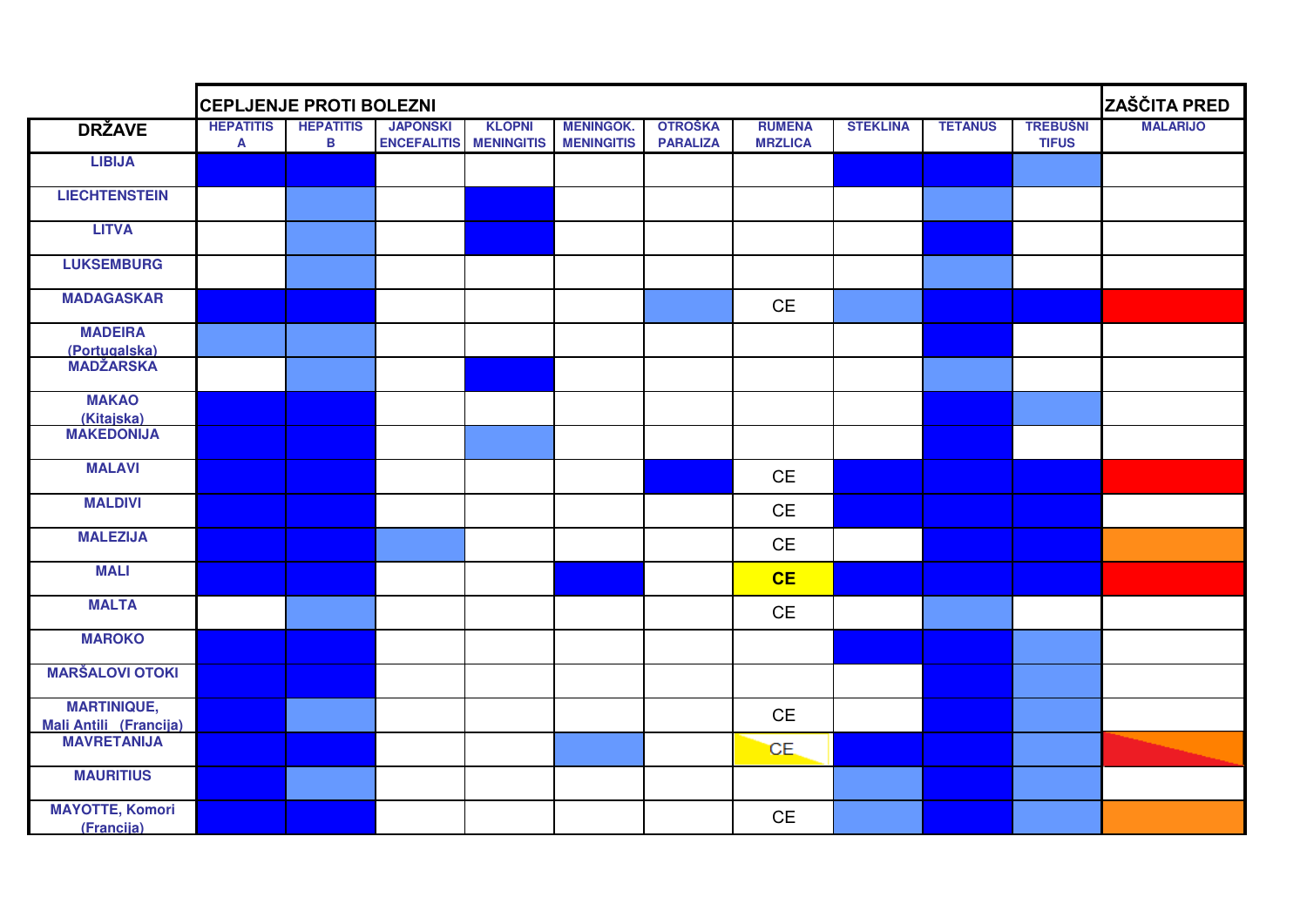| | CEPLJENJE PROTI BOLEZNI | | | | | | | | | | ZAŠČITA PRED |
|---|---|---|---|---|---|---|---|---|---|---|---|
| **DRŽAVE** | HEPATITIS A | HEPATITIS B | JAPONSKI ENCEFALITIS | KLOPNI MENINGITIS | MENINGOK. MENINGITIS | OTROŠKA PARALIZA | RUMENA MRZLICA | STEKLINA | TETANUS | TREBUŠNI TIFUS | MALARIJO |
| LIBIJA | | | | | | | | | | | |
| LIECHTENSTEIN | | | | | | | | | | | |
| LITVA | | | | | | | | | | | |
| LUKSEMBURG | | | | | | | | | | | |
| MADAGASKAR | | | | | | | CE | | | | |
| MADEIRA (Portugalska) | | | | | | | | | | | |
| MADŽARSKA | | | | | | | | | | | |
| MAKAO (Kitajska) | | | | | | | | | | | |
| MAKEDONIJA | | | | | | | | | | | |
| MALAVI | | | | | | | CE | | | | |
| MALDIVI | | | | | | | CE | | | | |
| MALEZIJA | | | | | | | CE | | | | |
| MALI | | | | | | | **CE** | | | | |
| MALTA | | | | | | | CE | | | | |
| MAROKO | | | | | | | | | | | |
| MARŠALOVI OTOKI | | | | | | | | | | | |
| MARTINIQUE, Mali Antili (Francija) | | | | | | | CE | | | | |
| MAVRETANIJA | | | | | | | CE | | | | |
| MAURITIUS | | | | | | | | | | | |
| MAYOTTE, Komori (Francija) | | | | | | | CE | | | | |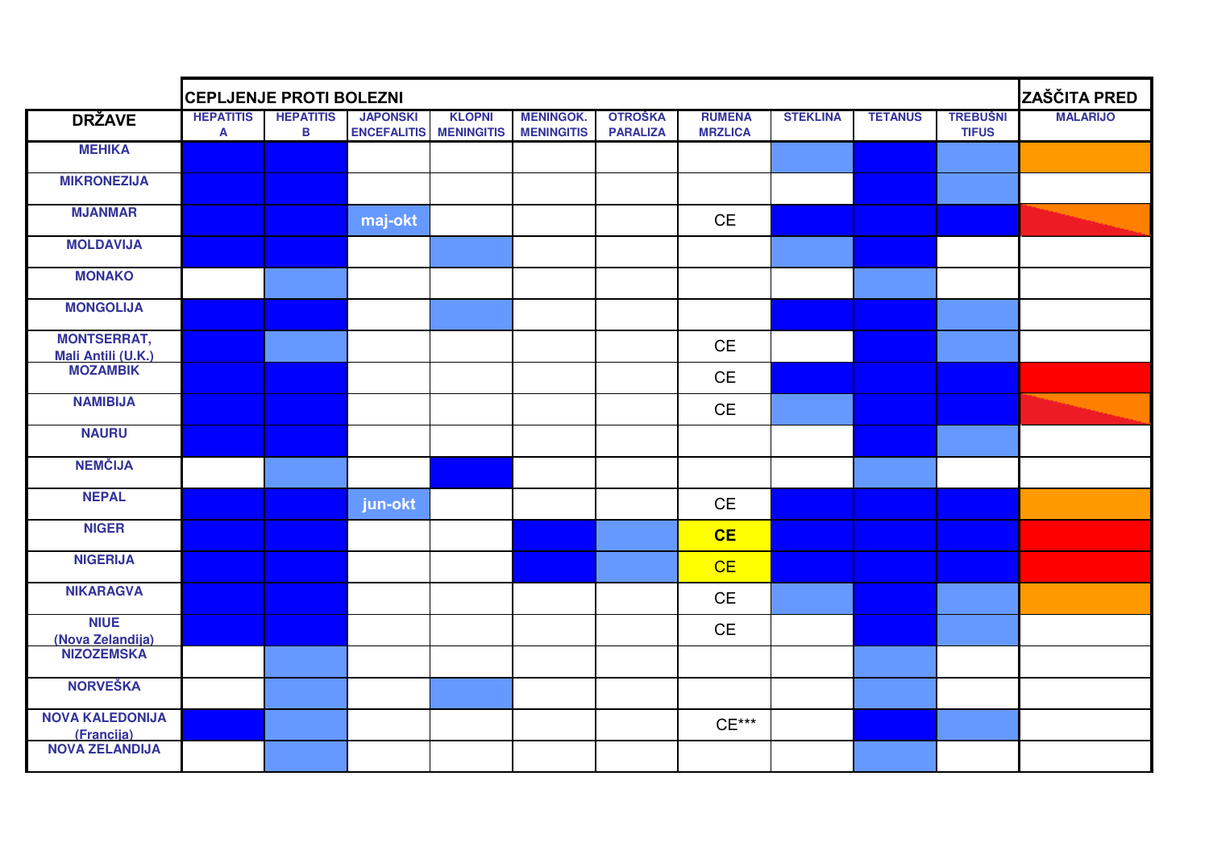| DRŽAVE | CEPLJENJE PROTI BOLEZNI | | | | | | | | | | ZAŠČITA PRED |
|---|---|---|---|---|---|---|---|---|---|---|---|
| | HEPATITIS A | HEPATITIS B | JAPONSKI ENCEFALITIS | KLOPNI MENINGITIS | MENINGOK. MENINGITIS | OTROŠKA PARALIZA | RUMENA MRZLICA | STEKLINA | TETANUS | TREBUŠNI TIFUS | MALARIJO |
| MEHIKA | | | | | | | | | | | |
| MIKRONEZIJA | | | | | | | | | | | |
| MJANMAR | | | maj-okt | | | | CE | | | | |
| MOLDAVIJA | | | | | | | | | | | |
| MONAKO | | | | | | | | | | | |
| MONGOLIJA | | | | | | | | | | | |
| MONTSERRAT, Mali Antili (U.K.) | | | | | | | CE | | | | |
| MOZAMBIK | | | | | | | CE | | | | |
| NAMIBIJA | | | | | | | CE | | | | |
| NAURU | | | | | | | | | | | |
| NEMČIJA | | | | | | | | | | | |
| NEPAL | | | jun-okt | | | | CE | | | | |
| NIGER | | | | | | | **CE** | | | | |
| NIGERIJA | | | | | | | CE | | | | |
| NIKARAGVA | | | | | | | CE | | | | |
| NIUE (Nova Zelandija) | | | | | | | CE | | | | |
| NIZOZEMSKA | | | | | | | | | | | |
| NORVEŠKA | | | | | | | | | | | |
| NOVA KALEDONIJA (Francija) | | | | | | | CE*** | | | | |
| NOVA ZELANDIJA | | | | | | | | | | | |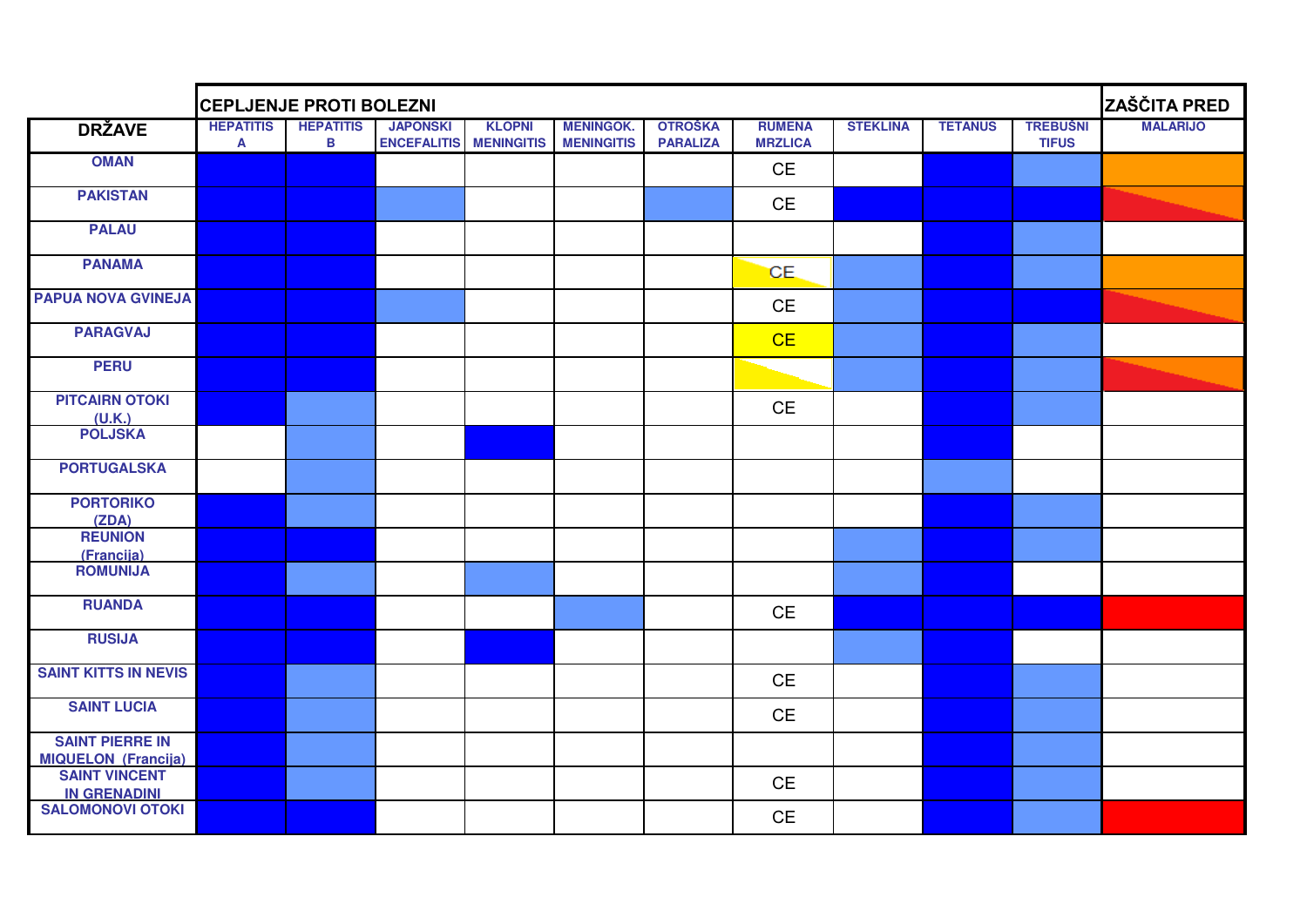| | CEPLJENJE PROTI BOLEZNI | | | | | | | | | | ZAŠČITA PRED |
|---|---|---|---|---|---|---|---|---|---|---|---|
| **DRŽAVE** | HEPATITIS A | HEPATITIS B | JAPONSKI ENCEFALITIS | KLOPNI MENINGITIS | MENINGOK. MENINGITIS | OTROŠKA PARALIZA | RUMENA MRZLICA | STEKLINA | TETANUS | TREBUŠNI TIFUS | MALARIJO |
| OMAN | | | | | | | CE | | | | |
| PAKISTAN | | | | | | | CE | | | | |
| PALAU | | | | | | | | | | | |
| PANAMA | | | | | | | CE | | | | |
| PAPUA NOVA GVINEJA | | | | | | | CE | | | | |
| PARAGVAJ | | | | | | | CE | | | | |
| PERU | | | | | | | | | | | |
| PITCAIRN OTOKI (U.K.) | | | | | | | CE | | | | |
| POLJSKA | | | | | | | | | | | |
| PORTUGALSKA | | | | | | | | | | | |
| PORTORIKO (ZDA) | | | | | | | | | | | |
| REUNION (Francija) | | | | | | | | | | | |
| ROMUNIJA | | | | | | | | | | | |
| RUANDA | | | | | | | CE | | | | |
| RUSIJA | | | | | | | | | | | |
| SAINT KITTS IN NEVIS | | | | | | | CE | | | | |
| SAINT LUCIA | | | | | | | CE | | | | |
| SAINT PIERRE IN MIQUELON (Francija) | | | | | | | | | | | |
| SAINT VINCENT IN GRENADINI | | | | | | | CE | | | | |
| SALOMONOVI OTOKI | | | | | | | CE | | | | |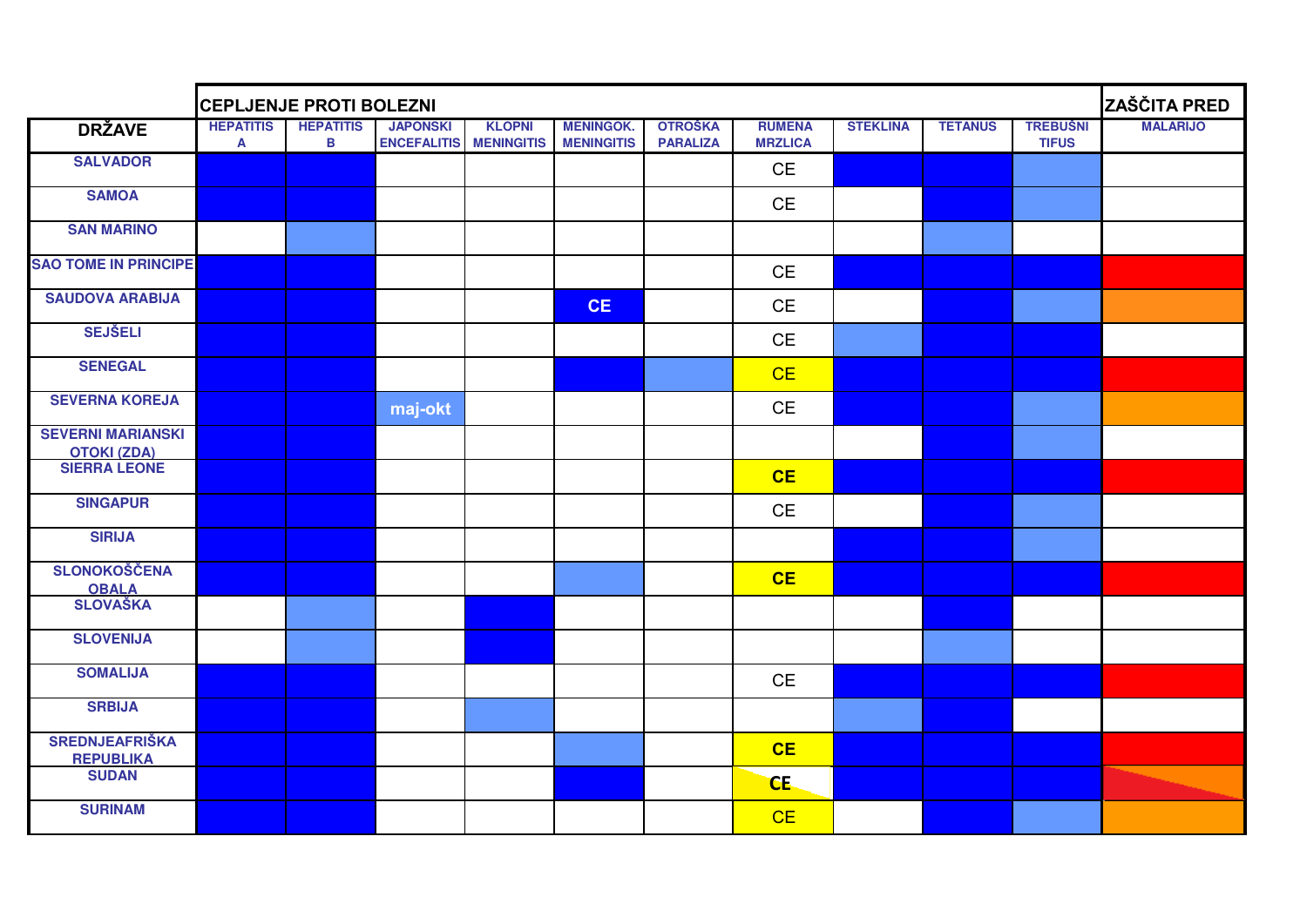| DRŽAVE | CEPLJENJE PROTI BOLEZNI | | | | | | | | | | ZAŠČITA PRED |
|---|---|---|---|---|---|---|---|---|---|---|---|
| | HEPATITIS A | HEPATITIS B | JAPONSKI ENCEFALITIS | KLOPNI MENINGITIS | MENINGOK. MENINGITIS | OTROŠKA PARALIZA | RUMENA MRZLICA | STEKLINA | TETANUS | TREBUŠNI TIFUS | MALARIJO |
| SALVADOR | | | | | | | CE | | | | |
| SAMOA | | | | | | | CE | | | | |
| SAN MARINO | | | | | | | | | | | |
| SAO TOME IN PRINCIPE | | | | | | | CE | | | | |
| SAUDOVA ARABIJA | | | | | CE | | CE | | | | |
| SEJŠELI | | | | | | | CE | | | | |
| SENEGAL | | | | | | | CE | | | | |
| SEVERNA KOREJA | | | maj-okt | | | | CE | | | | |
| SEVERNI MARIANSKI OTOKI (ZDA) | | | | | | | | | | | |
| SIERRA LEONE | | | | | | | CE | | | | |
| SINGAPUR | | | | | | | CE | | | | |
| SIRIJA | | | | | | | | | | | |
| SLONOKOŠČENA OBALA | | | | | | | CE | | | | |
| SLOVAŠKA | | | | | | | | | | | |
| SLOVENIJA | | | | | | | | | | | |
| SOMALIJA | | | | | | | CE | | | | |
| SRBIJA | | | | | | | | | | | |
| SREDNJEAFRIŠKA REPUBLIKA | | | | | | | CE | | | | |
| SUDAN | | | | | | | CE | | | | |
| SURINAM | | | | | | | CE | | | | |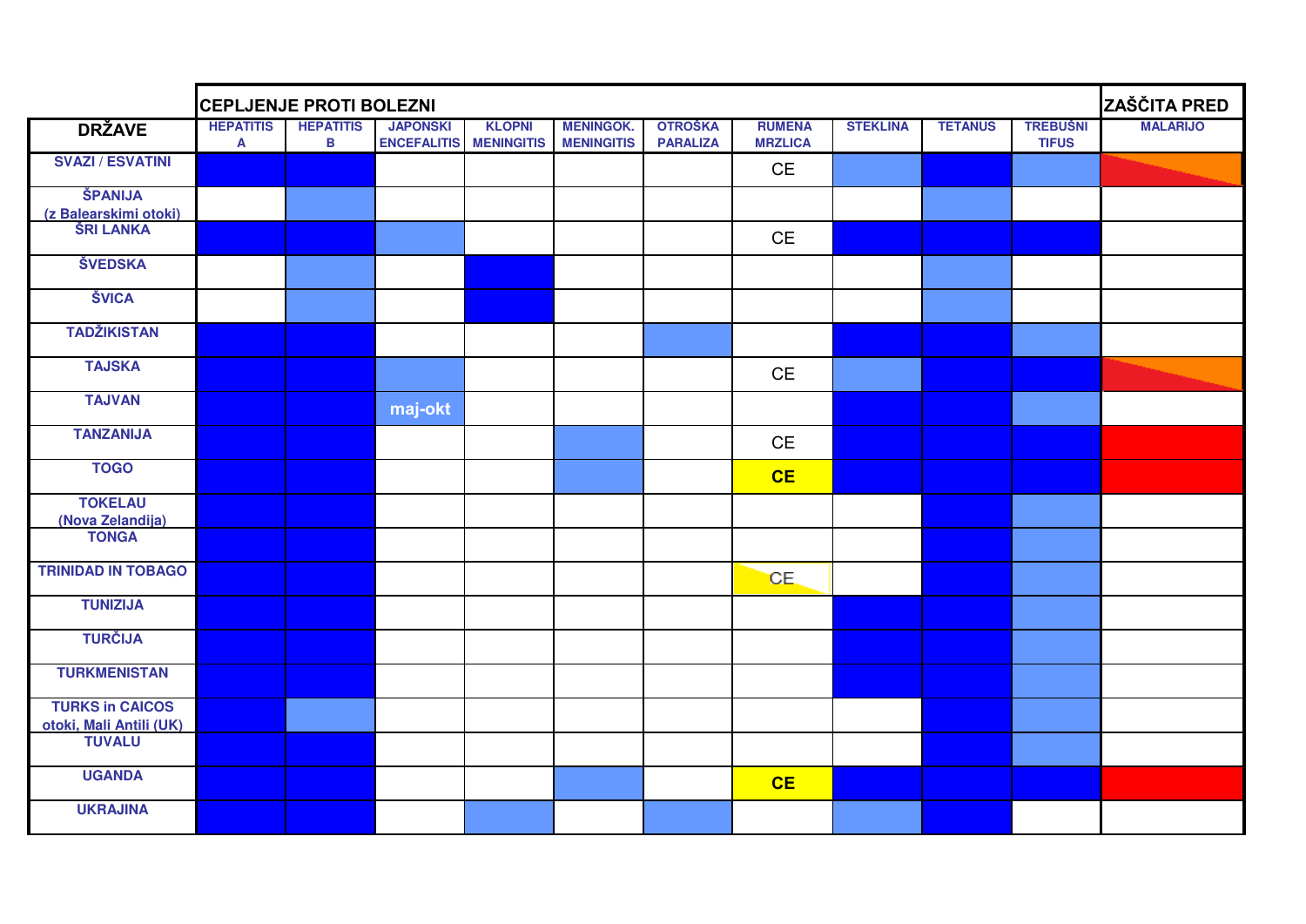| | CEPLJENJE PROTI BOLEZNI | | | | | | | | | | ZAŠČITA PRED |
|---|---|---|---|---|---|---|---|---|---|---|---|
| **DRŽAVE** | HEPATITIS A | HEPATITIS B | JAPONSKI ENCEFALITIS | KLOPNI MENINGITIS | MENINGOK. MENINGITIS | OTROŠKA PARALIZA | RUMENA MRZLICA | STEKLINA | TETANUS | TREBUŠNI TIFUS | MALARIJO |
| SVAZI / ESVATINI | | | | | | | CE | | | | |
| ŠPANIJA (z Balearskimi otoki) | | | | | | | | | | | |
| ŠRI LANKA | | | | | | | CE | | | | |
| ŠVEDSKA | | | | | | | | | | | |
| ŠVICA | | | | | | | | | | | |
| TADŽIKISTAN | | | | | | | | | | | |
| TAJSKA | | | | | | | CE | | | | |
| TAJVAN | | | maj-okt | | | | | | | | |
| TANZANIJA | | | | | | | CE | | | | |
| TOGO | | | | | | | **CE** | | | | |
| TOKELAU (Nova Zelandija) | | | | | | | | | | | |
| TONGA | | | | | | | | | | | |
| TRINIDAD IN TOBAGO | | | | | | | CE | | | | |
| TUNIZIJA | | | | | | | | | | | |
| TURČIJA | | | | | | | | | | | |
| TURKMENISTAN | | | | | | | | | | | |
| TURKS in CAICOS otoki, Mali Antili (UK) | | | | | | | | | | | |
| TUVALU | | | | | | | | | | | |
| UGANDA | | | | | | | **CE** | | | | |
| UKRAJINA | | | | | | | | | | | |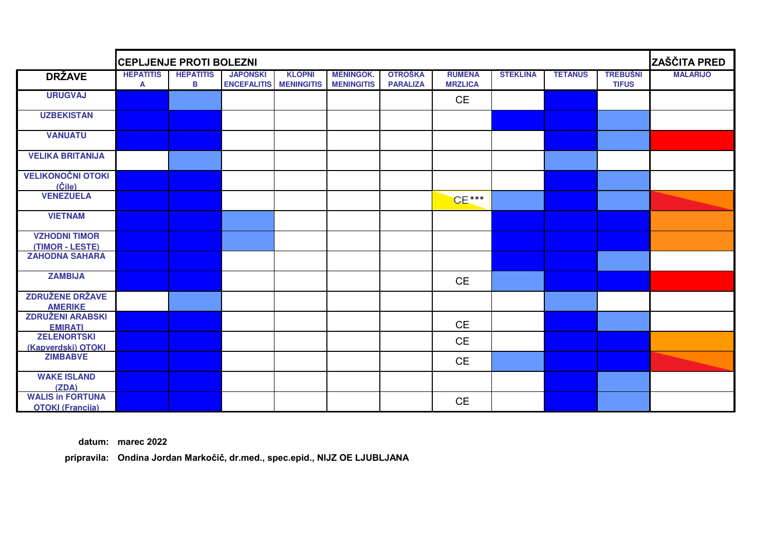| | CEPLJENJE PROTI BOLEZNI | | | | | | | | | | ZAŠČITA PRED |
|---|---|---|---|---|---|---|---|---|---|---|---|
| **DRŽAVE** | HEPATITIS A | HEPATITIS B | JAPONSKI ENCEFALITIS | KLOPNI MENINGITIS | MENINGOK. MENINGITIS | OTROŠKA PARALIZA | RUMENA MRZLICA | STEKLINA | TETANUS | TREBUŠNI TIFUS | MALARIJO |
| URUGVAJ | | | | | | | CE | | | | |
| UZBEKISTAN | | | | | | | | | | | |
| VANUATU | | | | | | | | | | | |
| VELIKA BRITANIJA | | | | | | | | | | | |
| VELIKONOČNI OTOKI (Čile) | | | | | | | | | | | |
| VENEZUELA | | | | | | | CE*** | | | | |
| VIETNAM | | | | | | | | | | | |
| VZHODNI TIMOR (TIMOR - LESTE) | | | | | | | | | | | |
| ZAHODNA SAHARA | | | | | | | | | | | |
| ZAMBIJA | | | | | | | CE | | | | |
| ZDRUŽENE DRŽAVE AMERIKE | | | | | | | | | | | |
| ZDRUŽENI ARABSKI EMIRATI | | | | | | | CE | | | | |
| ZELENORTSKI (Kapverdski) OTOKI | | | | | | | CE | | | | |
| ZIMBABVE | | | | | | | CE | | | | |
| WAKE ISLAND (ZDA) | | | | | | | | | | | |
| WALIS in FORTUNA OTOKI (Francija) | | | | | | | CE | | | | |

**datum:** marec 2022

**pripravila:** Ondina Jordan Markočič, dr.med., spec.epid., NIJZ OE LJUBLJANA